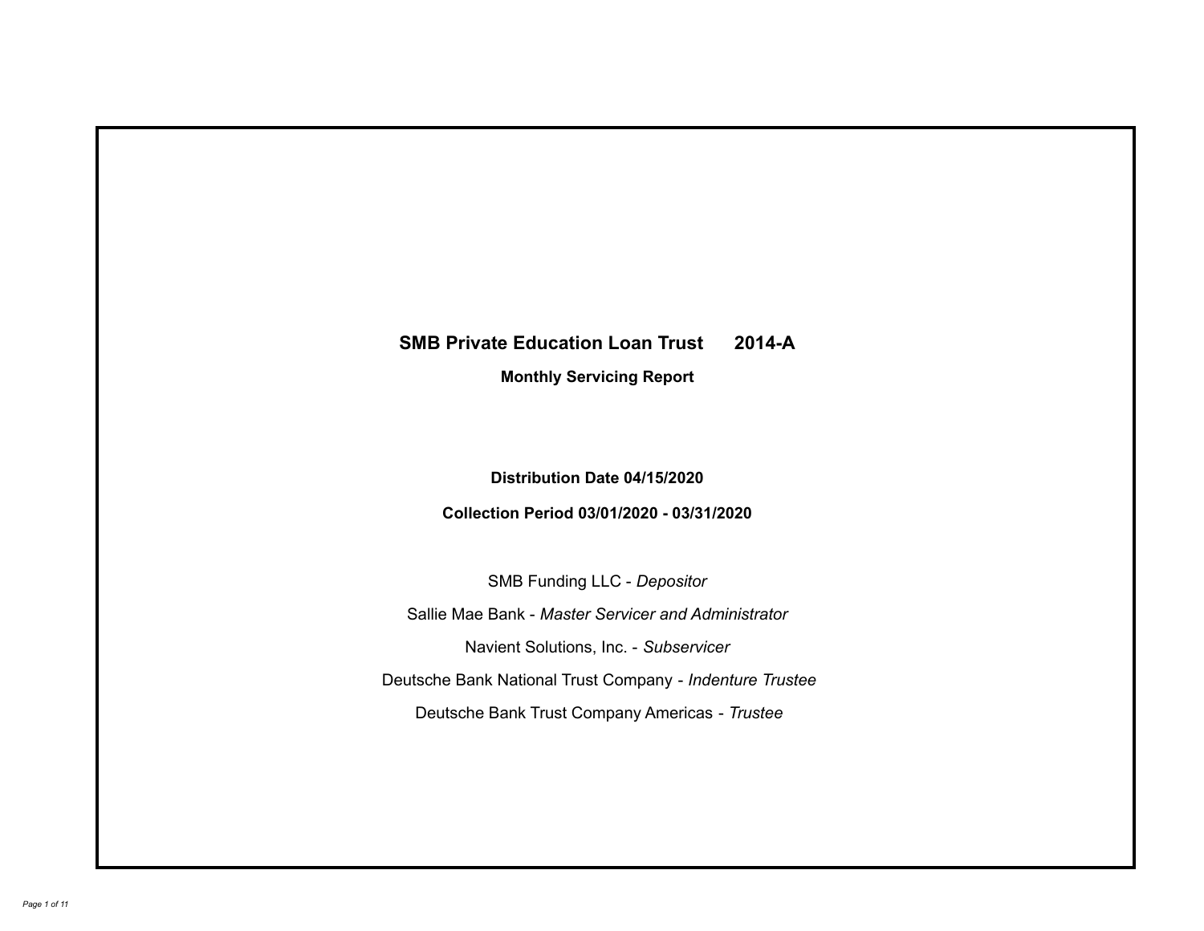# SMB Private Education Loan Trust 2014-A

## Monthly Servicing Report

**Distribution Date 04/15/2020**

**Collection Period 03/01/2020 - 03/31/2020**

SMB Funding LLC - *Depositor*

Sallie Mae Bank - *Master Servicer and Administrator*

Navient Solutions, Inc. - *Subservicer*

Deutsche Bank National Trust Company - *Indenture Trustee*

Deutsche Bank Trust Company Americas - *Trustee*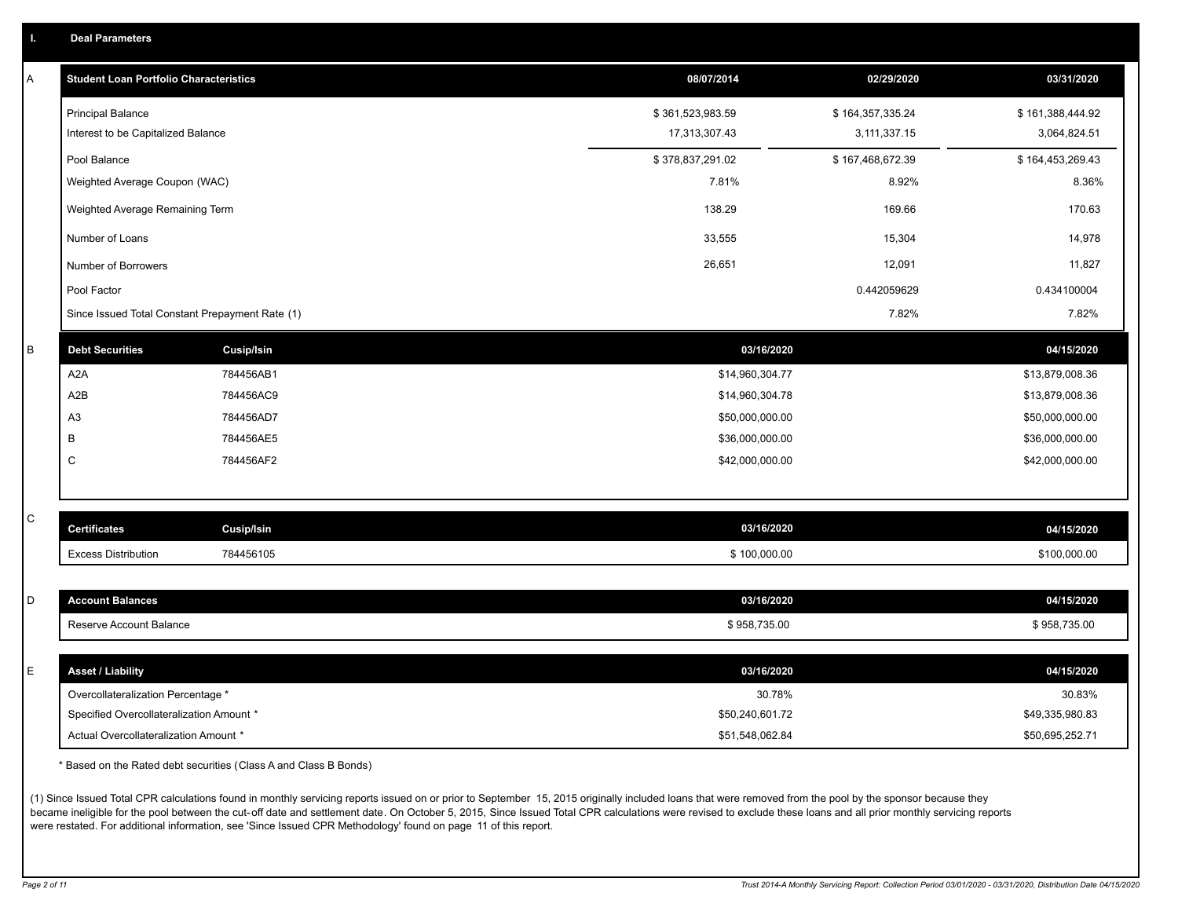## I. Deal Parameters

### A

| Student Loan Portfolio Characteristics | 08/07/2014 | 02/29/2020 | 03/31/2020 |
|---|---|---|---|
| Principal Balance | $ 361,523,983.59 | $ 164,357,335.24 | $ 161,388,444.92 |
| Interest to be Capitalized Balance | 17,313,307.43 | 3,111,337.15 | 3,064,824.51 |
| Pool Balance | $ 378,837,291.02 | $ 167,468,672.39 | $ 164,453,269.43 |
| Weighted Average Coupon (WAC) | 7.81% | 8.92% | 8.36% |
| Weighted Average Remaining Term | 138.29 | 169.66 | 170.63 |
| Number of Loans | 33,555 | 15,304 | 14,978 |
| Number of Borrowers | 26,651 | 12,091 | 11,827 |
| Pool Factor | | 0.442059629 | 0.434100004 |
| Since Issued Total Constant Prepayment Rate (1) | | 7.82% | 7.82% |

### B

| Debt Securities | Cusip/Isin | 03/16/2020 | 04/15/2020 |
|---|---|---|---|
| A2A | 784456AB1 | $14,960,304.77 | $13,879,008.36 |
| A2B | 784456AC9 | $14,960,304.78 | $13,879,008.36 |
| A3 | 784456AD7 | $50,000,000.00 | $50,000,000.00 |
| B | 784456AE5 | $36,000,000.00 | $36,000,000.00 |
| C | 784456AF2 | $42,000,000.00 | $42,000,000.00 |

### C

| Certificates | Cusip/Isin | 03/16/2020 | 04/15/2020 |
|---|---|---|---|
| Excess Distribution | 784456105 | $ 100,000.00 | $100,000.00 |

### D

| Account Balances | 03/16/2020 | 04/15/2020 |
|---|---|---|
| Reserve Account Balance | $ 958,735.00 | $ 958,735.00 |

### E

| Asset / Liability | 03/16/2020 | 04/15/2020 |
|---|---|---|
| Overcollateralization Percentage * | 30.78% | 30.83% |
| Specified Overcollateralization Amount * | $50,240,601.72 | $49,335,980.83 |
| Actual Overcollateralization Amount * | $51,548,062.84 | $50,695,252.71 |

* Based on the Rated debt securities (Class A and Class B Bonds)

(1) Since Issued Total CPR calculations found in monthly servicing reports issued on or prior to September 15, 2015 originally included loans that were removed from the pool by the sponsor because they became ineligible for the pool between the cut-off date and settlement date. On October 5, 2015, Since Issued Total CPR calculations were revised to exclude these loans and all prior monthly servicing reports were restated. For additional information, see 'Since Issued CPR Methodology' found on page 11 of this report.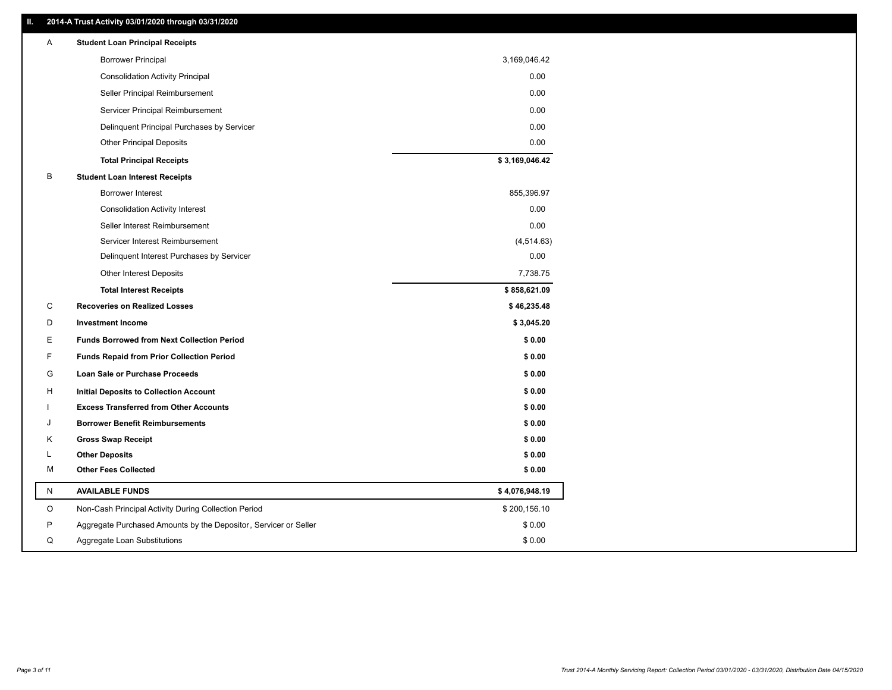## II. 2014-A Trust Activity 03/01/2020 through 03/31/2020

| | | |
|---|---|---|
| A | **Student Loan Principal Receipts** | |
| | Borrower Principal | 3,169,046.42 |
| | Consolidation Activity Principal | 0.00 |
| | Seller Principal Reimbursement | 0.00 |
| | Servicer Principal Reimbursement | 0.00 |
| | Delinquent Principal Purchases by Servicer | 0.00 |
| | Other Principal Deposits | 0.00 |
| | **Total Principal Receipts** | **$ 3,169,046.42** |
| B | **Student Loan Interest Receipts** | |
| | Borrower Interest | 855,396.97 |
| | Consolidation Activity Interest | 0.00 |
| | Seller Interest Reimbursement | 0.00 |
| | Servicer Interest Reimbursement | (4,514.63) |
| | Delinquent Interest Purchases by Servicer | 0.00 |
| | Other Interest Deposits | 7,738.75 |
| | **Total Interest Receipts** | **$ 858,621.09** |
| C | **Recoveries on Realized Losses** | **$ 46,235.48** |
| D | **Investment Income** | **$ 3,045.20** |
| E | **Funds Borrowed from Next Collection Period** | **$ 0.00** |
| F | **Funds Repaid from Prior Collection Period** | **$ 0.00** |
| G | **Loan Sale or Purchase Proceeds** | **$ 0.00** |
| H | **Initial Deposits to Collection Account** | **$ 0.00** |
| I | **Excess Transferred from Other Accounts** | **$ 0.00** |
| J | **Borrower Benefit Reimbursements** | **$ 0.00** |
| K | **Gross Swap Receipt** | **$ 0.00** |
| L | **Other Deposits** | **$ 0.00** |
| M | **Other Fees Collected** | **$ 0.00** |
| N | **AVAILABLE FUNDS** | **$ 4,076,948.19** |
| O | Non-Cash Principal Activity During Collection Period | $ 200,156.10 |
| P | Aggregate Purchased Amounts by the Depositor, Servicer or Seller | $ 0.00 |
| Q | Aggregate Loan Substitutions | $ 0.00 |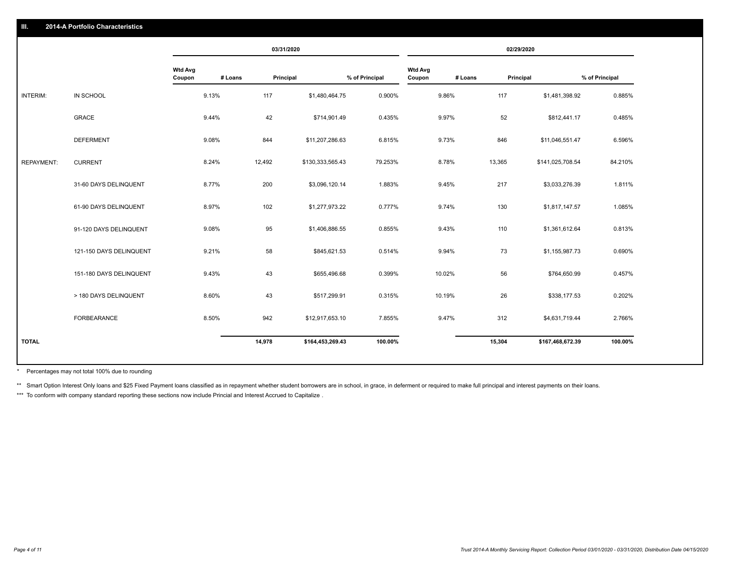## III. 2014-A Portfolio Characteristics

| | | 03/31/2020 | | | | 02/29/2020 | | | |
|---|---|---|---|---|---|---|---|---|---|
| | | Wtd Avg Coupon | # Loans | Principal | % of Principal | Wtd Avg Coupon | # Loans | Principal | % of Principal |
| INTERIM: | IN SCHOOL | 9.13% | 117 | $1,480,464.75 | 0.900% | 9.86% | 117 | $1,481,398.92 | 0.885% |
| | GRACE | 9.44% | 42 | $714,901.49 | 0.435% | 9.97% | 52 | $812,441.17 | 0.485% |
| | DEFERMENT | 9.08% | 844 | $11,207,286.63 | 6.815% | 9.73% | 846 | $11,046,551.47 | 6.596% |
| REPAYMENT: | CURRENT | 8.24% | 12,492 | $130,333,565.43 | 79.253% | 8.78% | 13,365 | $141,025,708.54 | 84.210% |
| | 31-60 DAYS DELINQUENT | 8.77% | 200 | $3,096,120.14 | 1.883% | 9.45% | 217 | $3,033,276.39 | 1.811% |
| | 61-90 DAYS DELINQUENT | 8.97% | 102 | $1,277,973.22 | 0.777% | 9.74% | 130 | $1,817,147.57 | 1.085% |
| | 91-120 DAYS DELINQUENT | 9.08% | 95 | $1,406,886.55 | 0.855% | 9.43% | 110 | $1,361,612.64 | 0.813% |
| | 121-150 DAYS DELINQUENT | 9.21% | 58 | $845,621.53 | 0.514% | 9.94% | 73 | $1,155,987.73 | 0.690% |
| | 151-180 DAYS DELINQUENT | 9.43% | 43 | $655,496.68 | 0.399% | 10.02% | 56 | $764,650.99 | 0.457% |
| | > 180 DAYS DELINQUENT | 8.60% | 43 | $517,299.91 | 0.315% | 10.19% | 26 | $338,177.53 | 0.202% |
| | FORBEARANCE | 8.50% | 942 | $12,917,653.10 | 7.855% | 9.47% | 312 | $4,631,719.44 | 2.766% |
| TOTAL | | | 14,978 | $164,453,269.43 | 100.00% | | 15,304 | $167,468,672.39 | 100.00% |

\* Percentages may not total 100% due to rounding

\** Smart Option Interest Only loans and $25 Fixed Payment loans classified as in repayment whether student borrowers are in school, in grace, in deferment or required to make full principal and interest payments on their loans.

\*** To conform with company standard reporting these sections now include Princial and Interest Accrued to Capitalize .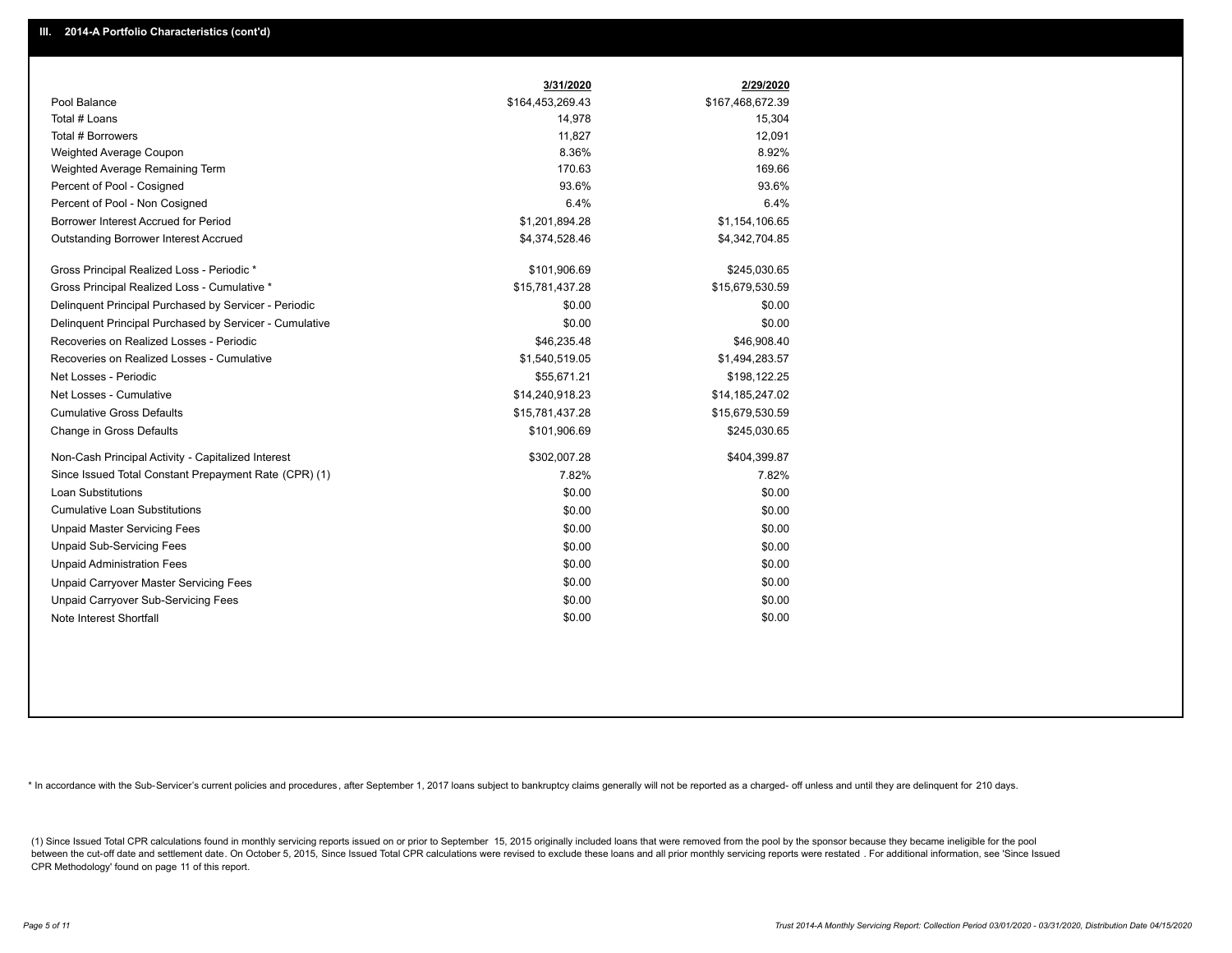## III. 2014-A Portfolio Characteristics (cont'd)

| | 3/31/2020 | 2/29/2020 |
|---|---|---|
| Pool Balance | $164,453,269.43 | $167,468,672.39 |
| Total # Loans | 14,978 | 15,304 |
| Total # Borrowers | 11,827 | 12,091 |
| Weighted Average Coupon | 8.36% | 8.92% |
| Weighted Average Remaining Term | 170.63 | 169.66 |
| Percent of Pool - Cosigned | 93.6% | 93.6% |
| Percent of Pool - Non Cosigned | 6.4% | 6.4% |
| Borrower Interest Accrued for Period | $1,201,894.28 | $1,154,106.65 |
| Outstanding Borrower Interest Accrued | $4,374,528.46 | $4,342,704.85 |
| Gross Principal Realized Loss - Periodic * | $101,906.69 | $245,030.65 |
| Gross Principal Realized Loss - Cumulative * | $15,781,437.28 | $15,679,530.59 |
| Delinquent Principal Purchased by Servicer - Periodic | $0.00 | $0.00 |
| Delinquent Principal Purchased by Servicer - Cumulative | $0.00 | $0.00 |
| Recoveries on Realized Losses - Periodic | $46,235.48 | $46,908.40 |
| Recoveries on Realized Losses - Cumulative | $1,540,519.05 | $1,494,283.57 |
| Net Losses - Periodic | $55,671.21 | $198,122.25 |
| Net Losses - Cumulative | $14,240,918.23 | $14,185,247.02 |
| Cumulative Gross Defaults | $15,781,437.28 | $15,679,530.59 |
| Change in Gross Defaults | $101,906.69 | $245,030.65 |
| Non-Cash Principal Activity - Capitalized Interest | $302,007.28 | $404,399.87 |
| Since Issued Total Constant Prepayment Rate (CPR) (1) | 7.82% | 7.82% |
| Loan Substitutions | $0.00 | $0.00 |
| Cumulative Loan Substitutions | $0.00 | $0.00 |
| Unpaid Master Servicing Fees | $0.00 | $0.00 |
| Unpaid Sub-Servicing Fees | $0.00 | $0.00 |
| Unpaid Administration Fees | $0.00 | $0.00 |
| Unpaid Carryover Master Servicing Fees | $0.00 | $0.00 |
| Unpaid Carryover Sub-Servicing Fees | $0.00 | $0.00 |
| Note Interest Shortfall | $0.00 | $0.00 |

* In accordance with the Sub-Servicer's current policies and procedures, after September 1, 2017 loans subject to bankruptcy claims generally will not be reported as a charged- off unless and until they are delinquent for 210 days.

(1) Since Issued Total CPR calculations found in monthly servicing reports issued on or prior to September 15, 2015 originally included loans that were removed from the pool by the sponsor because they became ineligible for the pool between the cut-off date and settlement date. On October 5, 2015, Since Issued Total CPR calculations were revised to exclude these loans and all prior monthly servicing reports were restated . For additional information, see 'Since Issued CPR Methodology' found on page 11 of this report.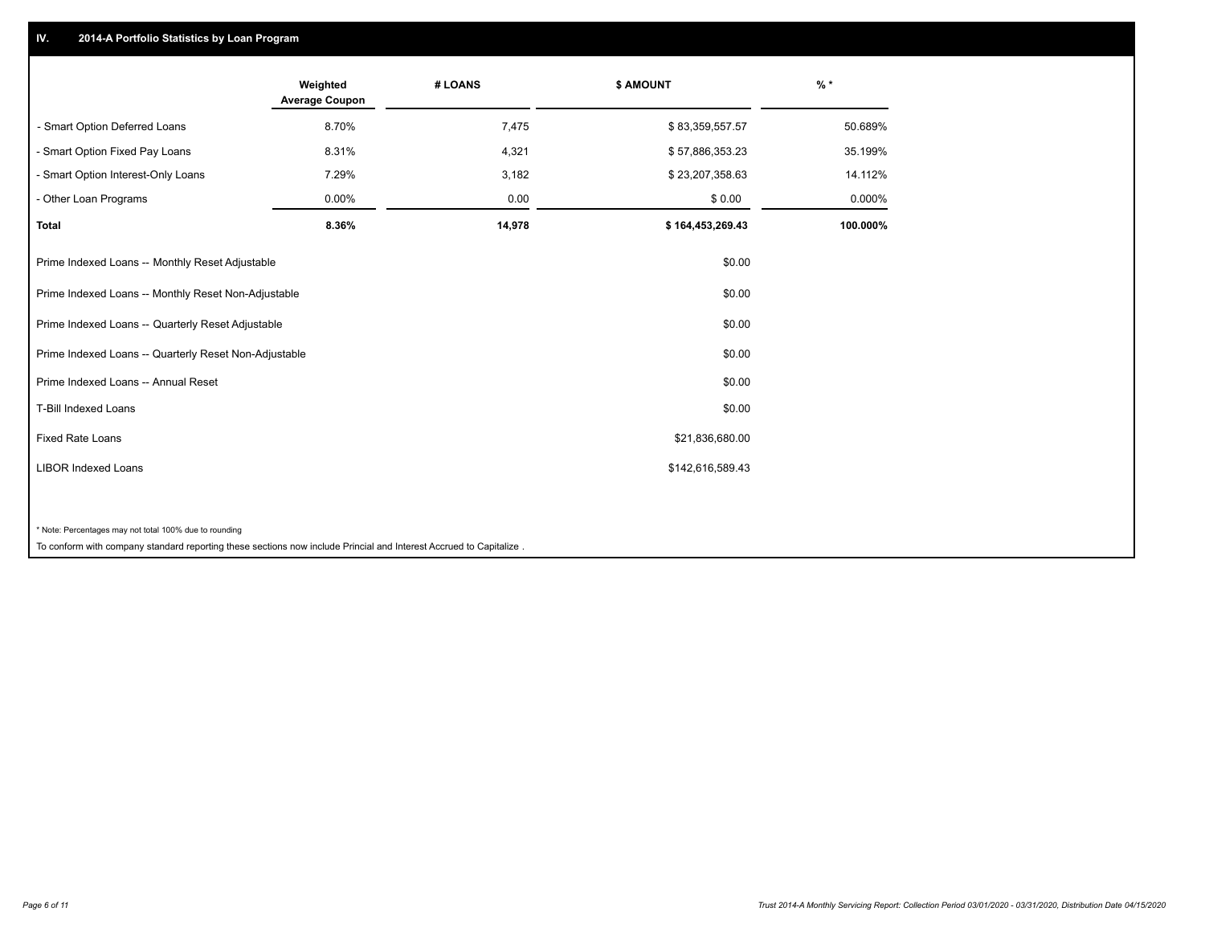## IV. 2014-A Portfolio Statistics by Loan Program

| | Weighted Average Coupon | # LOANS | $ AMOUNT | % * |
|---|---|---|---|---|
| - Smart Option Deferred Loans | 8.70% | 7,475 | $ 83,359,557.57 | 50.689% |
| - Smart Option Fixed Pay Loans | 8.31% | 4,321 | $ 57,886,353.23 | 35.199% |
| - Smart Option Interest-Only Loans | 7.29% | 3,182 | $ 23,207,358.63 | 14.112% |
| - Other Loan Programs | 0.00% | 0.00 | $ 0.00 | 0.000% |
| **Total** | **8.36%** | **14,978** | **$ 164,453,269.43** | **100.000%** |

| | |
|---|---|
| Prime Indexed Loans -- Monthly Reset Adjustable | $0.00 |
| Prime Indexed Loans -- Monthly Reset Non-Adjustable | $0.00 |
| Prime Indexed Loans -- Quarterly Reset Adjustable | $0.00 |
| Prime Indexed Loans -- Quarterly Reset Non-Adjustable | $0.00 |
| Prime Indexed Loans -- Annual Reset | $0.00 |
| T-Bill Indexed Loans | $0.00 |
| Fixed Rate Loans | $21,836,680.00 |
| LIBOR Indexed Loans | $142,616,589.43 |

\* Note: Percentages may not total 100% due to rounding

To conform with company standard reporting these sections now include Princial and Interest Accrued to Capitalize .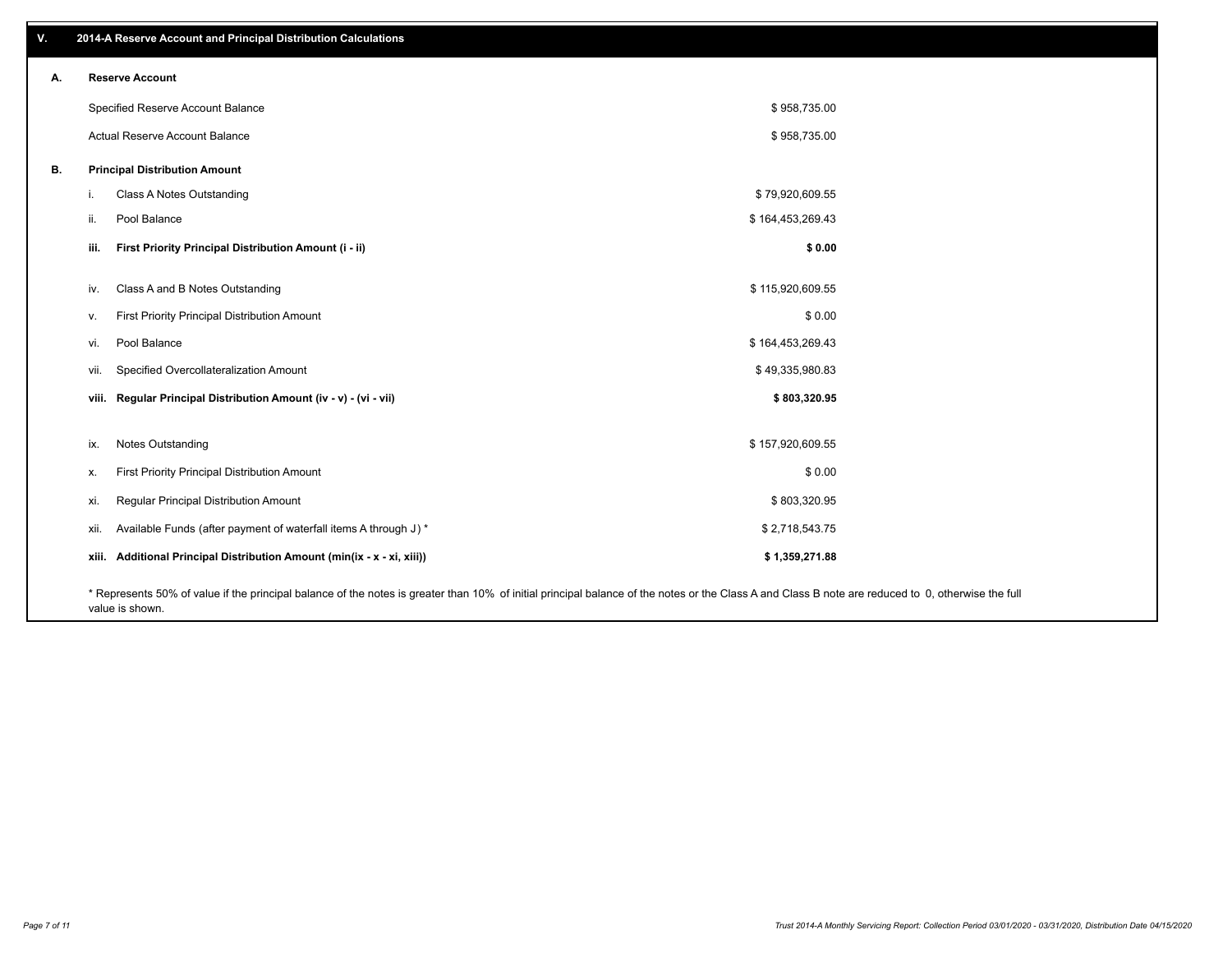## V. 2014-A Reserve Account and Principal Distribution Calculations

### A. Reserve Account

| | |
|---|---|
| Specified Reserve Account Balance | $ 958,735.00 |
| Actual Reserve Account Balance | $ 958,735.00 |

### B. Principal Distribution Amount

| | | |
|---|---|---|
| i. | Class A Notes Outstanding | $ 79,920,609.55 |
| ii. | Pool Balance | $ 164,453,269.43 |
| **iii.** | **First Priority Principal Distribution Amount (i - ii)** | **$ 0.00** |
| iv. | Class A and B Notes Outstanding | $ 115,920,609.55 |
| v. | First Priority Principal Distribution Amount | $ 0.00 |
| vi. | Pool Balance | $ 164,453,269.43 |
| vii. | Specified Overcollateralization Amount | $ 49,335,980.83 |
| **viii.** | **Regular Principal Distribution Amount (iv - v) - (vi - vii)** | **$ 803,320.95** |
| ix. | Notes Outstanding | $ 157,920,609.55 |
| x. | First Priority Principal Distribution Amount | $ 0.00 |
| xi. | Regular Principal Distribution Amount | $ 803,320.95 |
| xii. | Available Funds (after payment of waterfall items A through J) * | $ 2,718,543.75 |
| **xiii.** | **Additional Principal Distribution Amount (min(ix - x - xi, xiii))** | **$ 1,359,271.88** |

* Represents 50% of value if the principal balance of the notes is greater than 10% of initial principal balance of the notes or the Class A and Class B note are reduced to 0, otherwise the full value is shown.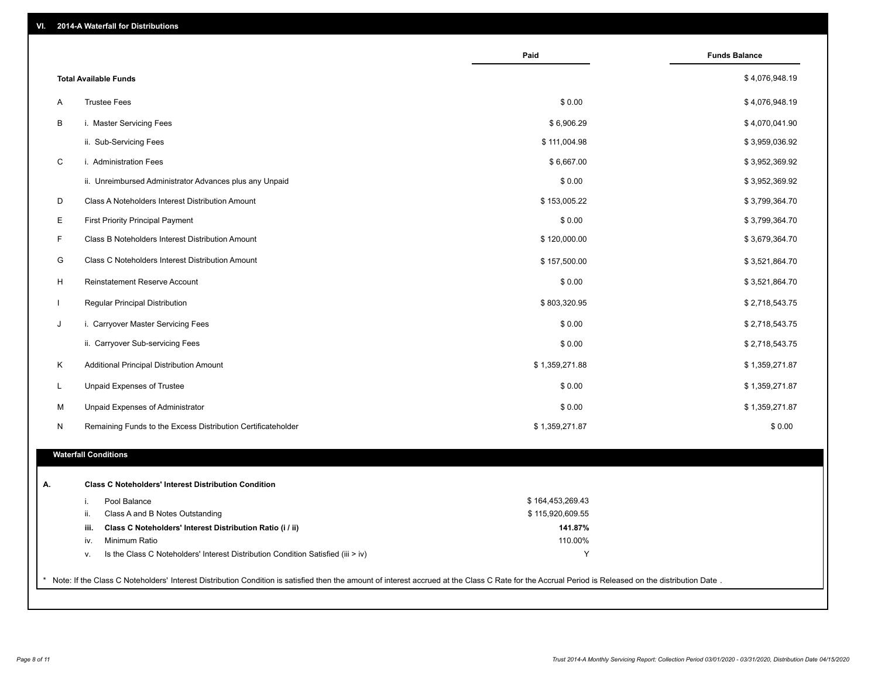## VI. 2014-A Waterfall for Distributions

| | | Paid | Funds Balance |
|---|---|---|---|
| | **Total Available Funds** | | $ 4,076,948.19 |
| A | Trustee Fees | $ 0.00 | $ 4,076,948.19 |
| B | i. Master Servicing Fees | $ 6,906.29 | $ 4,070,041.90 |
| | ii. Sub-Servicing Fees | $ 111,004.98 | $ 3,959,036.92 |
| C | i. Administration Fees | $ 6,667.00 | $ 3,952,369.92 |
| | ii. Unreimbursed Administrator Advances plus any Unpaid | $ 0.00 | $ 3,952,369.92 |
| D | Class A Noteholders Interest Distribution Amount | $ 153,005.22 | $ 3,799,364.70 |
| E | First Priority Principal Payment | $ 0.00 | $ 3,799,364.70 |
| F | Class B Noteholders Interest Distribution Amount | $ 120,000.00 | $ 3,679,364.70 |
| G | Class C Noteholders Interest Distribution Amount | $ 157,500.00 | $ 3,521,864.70 |
| H | Reinstatement Reserve Account | $ 0.00 | $ 3,521,864.70 |
| I | Regular Principal Distribution | $ 803,320.95 | $ 2,718,543.75 |
| J | i. Carryover Master Servicing Fees | $ 0.00 | $ 2,718,543.75 |
| | ii. Carryover Sub-servicing Fees | $ 0.00 | $ 2,718,543.75 |
| K | Additional Principal Distribution Amount | $ 1,359,271.88 | $ 1,359,271.87 |
| L | Unpaid Expenses of Trustee | $ 0.00 | $ 1,359,271.87 |
| M | Unpaid Expenses of Administrator | $ 0.00 | $ 1,359,271.87 |
| N | Remaining Funds to the Excess Distribution Certificateholder | $ 1,359,271.87 | $ 0.00 |

### Waterfall Conditions

**A. Class C Noteholders' Interest Distribution Condition**

| | | |
|---|---|---|
| i. | Pool Balance | $ 164,453,269.43 |
| ii. | Class A and B Notes Outstanding | $ 115,920,609.55 |
| **iii.** | **Class C Noteholders' Interest Distribution Ratio (i / ii)** | **141.87%** |
| iv. | Minimum Ratio | 110.00% |
| v. | Is the Class C Noteholders' Interest Distribution Condition Satisfied (iii > iv) | Y |

\* Note: If the Class C Noteholders' Interest Distribution Condition is satisfied then the amount of interest accrued at the Class C Rate for the Accrual Period is Released on the distribution Date .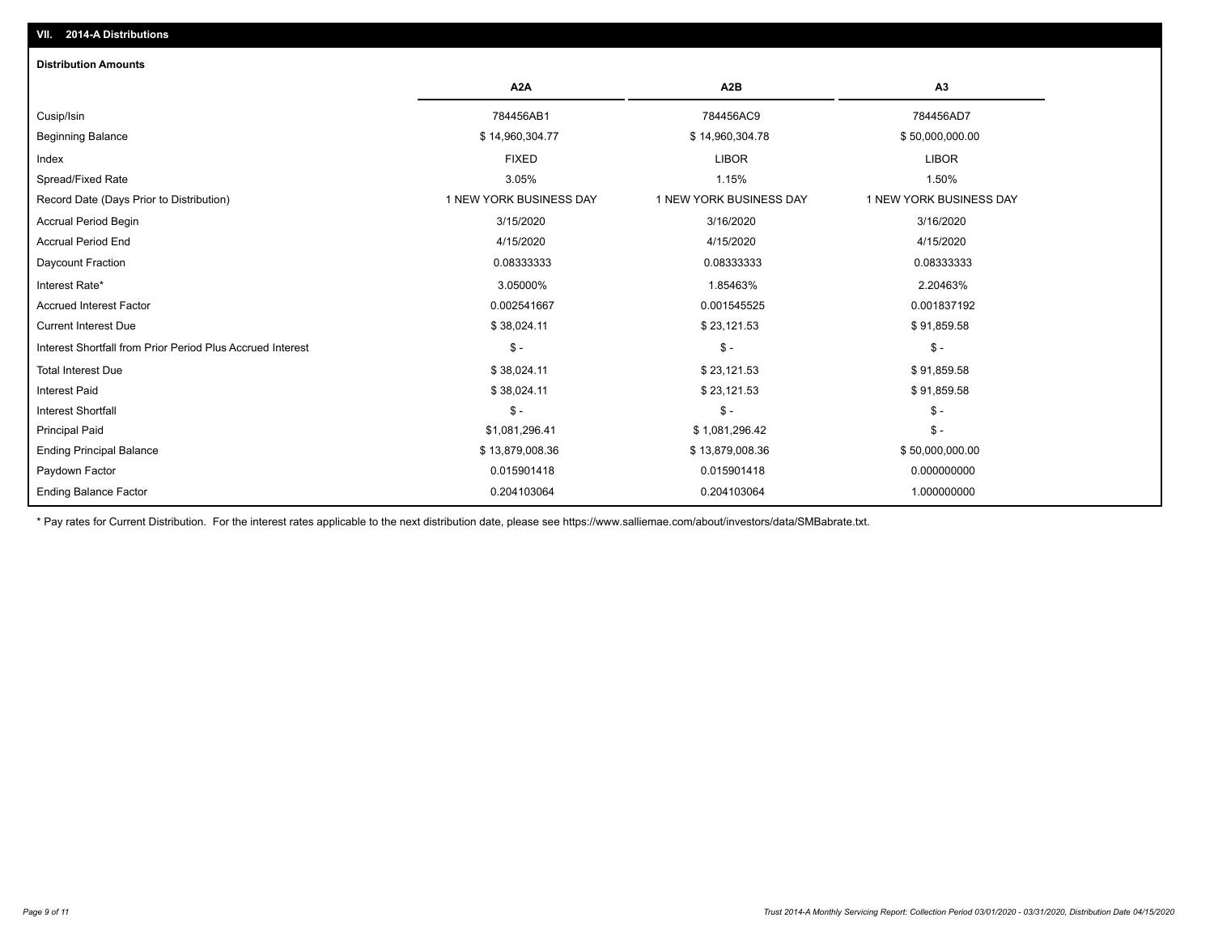## VII. 2014-A Distributions

### Distribution Amounts

| | A2A | A2B | A3 |
|---|---|---|---|
| Cusip/Isin | 784456AB1 | 784456AC9 | 784456AD7 |
| Beginning Balance | $ 14,960,304.77 | $ 14,960,304.78 | $ 50,000,000.00 |
| Index | FIXED | LIBOR | LIBOR |
| Spread/Fixed Rate | 3.05% | 1.15% | 1.50% |
| Record Date (Days Prior to Distribution) | 1 NEW YORK BUSINESS DAY | 1 NEW YORK BUSINESS DAY | 1 NEW YORK BUSINESS DAY |
| Accrual Period Begin | 3/15/2020 | 3/16/2020 | 3/16/2020 |
| Accrual Period End | 4/15/2020 | 4/15/2020 | 4/15/2020 |
| Daycount Fraction | 0.08333333 | 0.08333333 | 0.08333333 |
| Interest Rate* | 3.05000% | 1.85463% | 2.20463% |
| Accrued Interest Factor | 0.002541667 | 0.001545525 | 0.001837192 |
| Current Interest Due | $ 38,024.11 | $ 23,121.53 | $ 91,859.58 |
| Interest Shortfall from Prior Period Plus Accrued Interest | $ - | $ - | $ - |
| Total Interest Due | $ 38,024.11 | $ 23,121.53 | $ 91,859.58 |
| Interest Paid | $ 38,024.11 | $ 23,121.53 | $ 91,859.58 |
| Interest Shortfall | $ - | $ - | $ - |
| Principal Paid | $1,081,296.41 | $ 1,081,296.42 | $ - |
| Ending Principal Balance | $ 13,879,008.36 | $ 13,879,008.36 | $ 50,000,000.00 |
| Paydown Factor | 0.015901418 | 0.015901418 | 0.000000000 |
| Ending Balance Factor | 0.204103064 | 0.204103064 | 1.000000000 |

* Pay rates for Current Distribution. For the interest rates applicable to the next distribution date, please see https://www.salliemae.com/about/investors/data/SMBabrate.txt.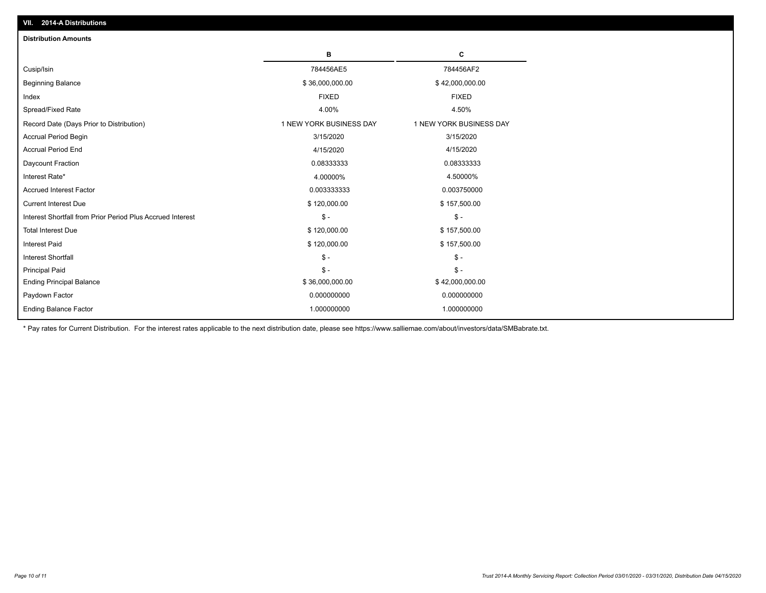## VII. 2014-A Distributions

### Distribution Amounts

| | B | C |
|---|---|---|
| Cusip/Isin | 784456AE5 | 784456AF2 |
| Beginning Balance | $ 36,000,000.00 | $ 42,000,000.00 |
| Index | FIXED | FIXED |
| Spread/Fixed Rate | 4.00% | 4.50% |
| Record Date (Days Prior to Distribution) | 1 NEW YORK BUSINESS DAY | 1 NEW YORK BUSINESS DAY |
| Accrual Period Begin | 3/15/2020 | 3/15/2020 |
| Accrual Period End | 4/15/2020 | 4/15/2020 |
| Daycount Fraction | 0.08333333 | 0.08333333 |
| Interest Rate* | 4.00000% | 4.50000% |
| Accrued Interest Factor | 0.003333333 | 0.003750000 |
| Current Interest Due | $ 120,000.00 | $ 157,500.00 |
| Interest Shortfall from Prior Period Plus Accrued Interest | $ - | $ - |
| Total Interest Due | $ 120,000.00 | $ 157,500.00 |
| Interest Paid | $ 120,000.00 | $ 157,500.00 |
| Interest Shortfall | $ - | $ - |
| Principal Paid | $ - | $ - |
| Ending Principal Balance | $ 36,000,000.00 | $ 42,000,000.00 |
| Paydown Factor | 0.000000000 | 0.000000000 |
| Ending Balance Factor | 1.000000000 | 1.000000000 |

* Pay rates for Current Distribution. For the interest rates applicable to the next distribution date, please see https://www.salliemae.com/about/investors/data/SMBabrate.txt.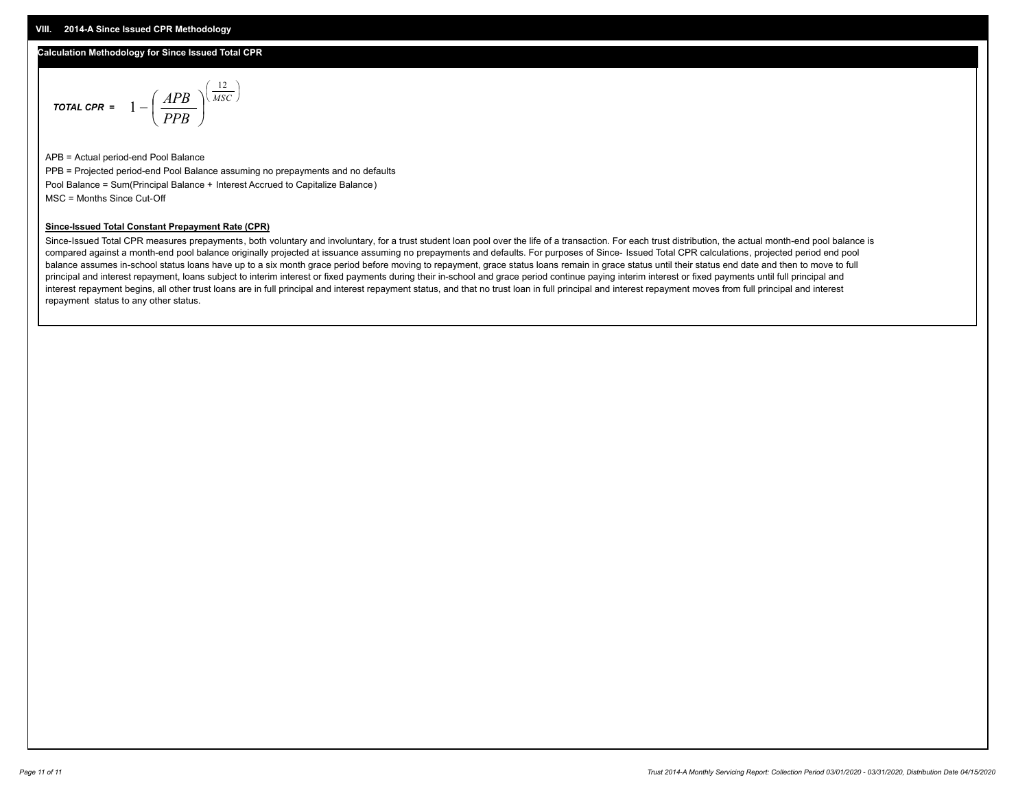## VIII. 2014-A Since Issued CPR Methodology

### Calculation Methodology for Since Issued Total CPR

***TOTAL CPR =*** $$1 - \left(\frac{APB}{PPB}\right)^{\left(\frac{12}{MSC}\right)}$$

APB = Actual period-end Pool Balance

PPB = Projected period-end Pool Balance assuming no prepayments and no defaults

Pool Balance = Sum(Principal Balance + Interest Accrued to Capitalize Balance)

MSC = Months Since Cut-Off

**Since-Issued Total Constant Prepayment Rate (CPR)**

Since-Issued Total CPR measures prepayments, both voluntary and involuntary, for a trust student loan pool over the life of a transaction. For each trust distribution, the actual month-end pool balance is compared against a month-end pool balance originally projected at issuance assuming no prepayments and defaults. For purposes of Since- Issued Total CPR calculations, projected period end pool balance assumes in-school status loans have up to a six month grace period before moving to repayment, grace status loans remain in grace status until their status end date and then to move to full principal and interest repayment, loans subject to interim interest or fixed payments during their in-school and grace period continue paying interim interest or fixed payments until full principal and interest repayment begins, all other trust loans are in full principal and interest repayment status, and that no trust loan in full principal and interest repayment moves from full principal and interest repayment status to any other status.